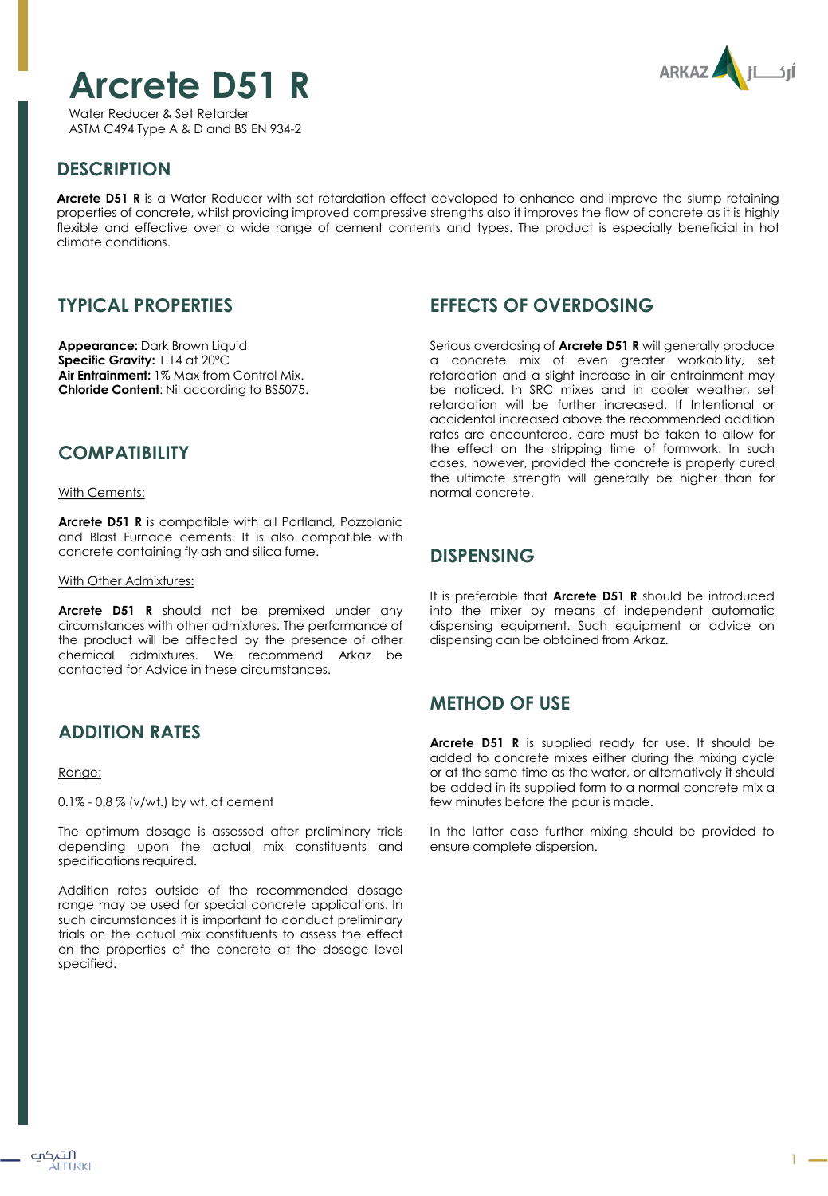# Arcrete D51 R

Water Reducer & Set Retarder
ASTM C494 Type A & D and BS EN 934-2

## DESCRIPTION

**Arcrete D51 R** is a Water Reducer with set retardation effect developed to enhance and improve the slump retaining properties of concrete, whilst providing improved compressive strengths also it improves the flow of concrete as it is highly flexible and effective over a wide range of cement contents and types. The product is especially beneficial in hot climate conditions.

## TYPICAL PROPERTIES

**Appearance:** Dark Brown Liquid
**Specific Gravity:** 1.14 at 20°C
**Air Entrainment:** 1% Max from Control Mix.
**Chloride Content**: Nil according to BS5075.

## COMPATIBILITY

With Cements:

**Arcrete D51 R** is compatible with all Portland, Pozzolanic and Blast Furnace cements. It is also compatible with concrete containing fly ash and silica fume.

With Other Admixtures:

**Arcrete D51 R** should not be premixed under any circumstances with other admixtures. The performance of the product will be affected by the presence of other chemical admixtures. We recommend Arkaz be contacted for Advice in these circumstances.

## ADDITION RATES

Range:

0.1% - 0.8 % (v/wt.) by wt. of cement

The optimum dosage is assessed after preliminary trials depending upon the actual mix constituents and specifications required.

Addition rates outside of the recommended dosage range may be used for special concrete applications. In such circumstances it is important to conduct preliminary trials on the actual mix constituents to assess the effect on the properties of the concrete at the dosage level specified.

## EFFECTS OF OVERDOSING

Serious overdosing of **Arcrete D51 R** will generally produce a concrete mix of even greater workability, set retardation and a slight increase in air entrainment may be noticed. In SRC mixes and in cooler weather, set retardation will be further increased. If Intentional or accidental increased above the recommended addition rates are encountered, care must be taken to allow for the effect on the stripping time of formwork. In such cases, however, provided the concrete is properly cured the ultimate strength will generally be higher than for normal concrete.

## DISPENSING

It is preferable that **Arcrete D51 R** should be introduced into the mixer by means of independent automatic dispensing equipment. Such equipment or advice on dispensing can be obtained from Arkaz.

## METHOD OF USE

**Arcrete D51 R** is supplied ready for use. It should be added to concrete mixes either during the mixing cycle or at the same time as the water, or alternatively it should be added in its supplied form to a normal concrete mix a few minutes before the pour is made.

In the latter case further mixing should be provided to ensure complete dispersion.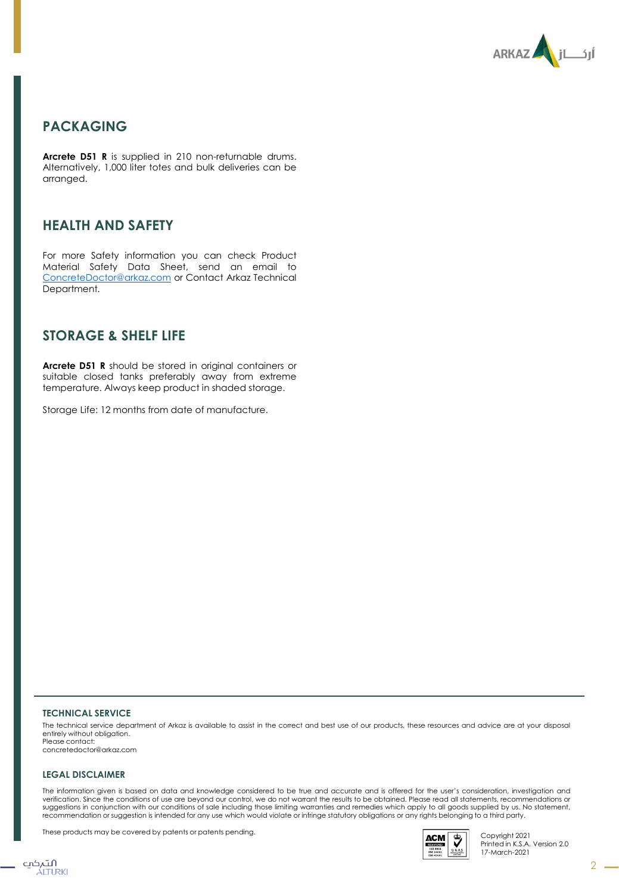## PACKAGING

**Arcrete D51 R** is supplied in 210 non-returnable drums. Alternatively, 1,000 liter totes and bulk deliveries can be arranged.

## HEALTH AND SAFETY

For more Safety information you can check Product Material Safety Data Sheet, send an email to ConcreteDoctor@arkaz.com or Contact Arkaz Technical Department.

## STORAGE & SHELF LIFE

**Arcrete D51 R** should be stored in original containers or suitable closed tanks preferably away from extreme temperature. Always keep product in shaded storage.

Storage Life: 12 months from date of manufacture.

### TECHNICAL SERVICE

The technical service department of Arkaz is available to assist in the correct and best use of our products, these resources and advice are at your disposal entirely without obligation.
Please contact:
concretedoctor@arkaz.com

### LEGAL DISCLAIMER

The information given is based on data and knowledge considered to be true and accurate and is offered for the user's consideration, investigation and verification. Since the conditions of use are beyond our control, we do not warrant the results to be obtained. Please read all statements, recommendations or suggestions in conjunction with our conditions of sale including those limiting warranties and remedies which apply to all goods supplied by us. No statement, recommendation or suggestion is intended for any use which would violate or infringe statutory obligations or any rights belonging to a third party.

These products may be covered by patents or patents pending.

Copyright 2021
Printed in K.S.A. Version 2.0
17-March-2021